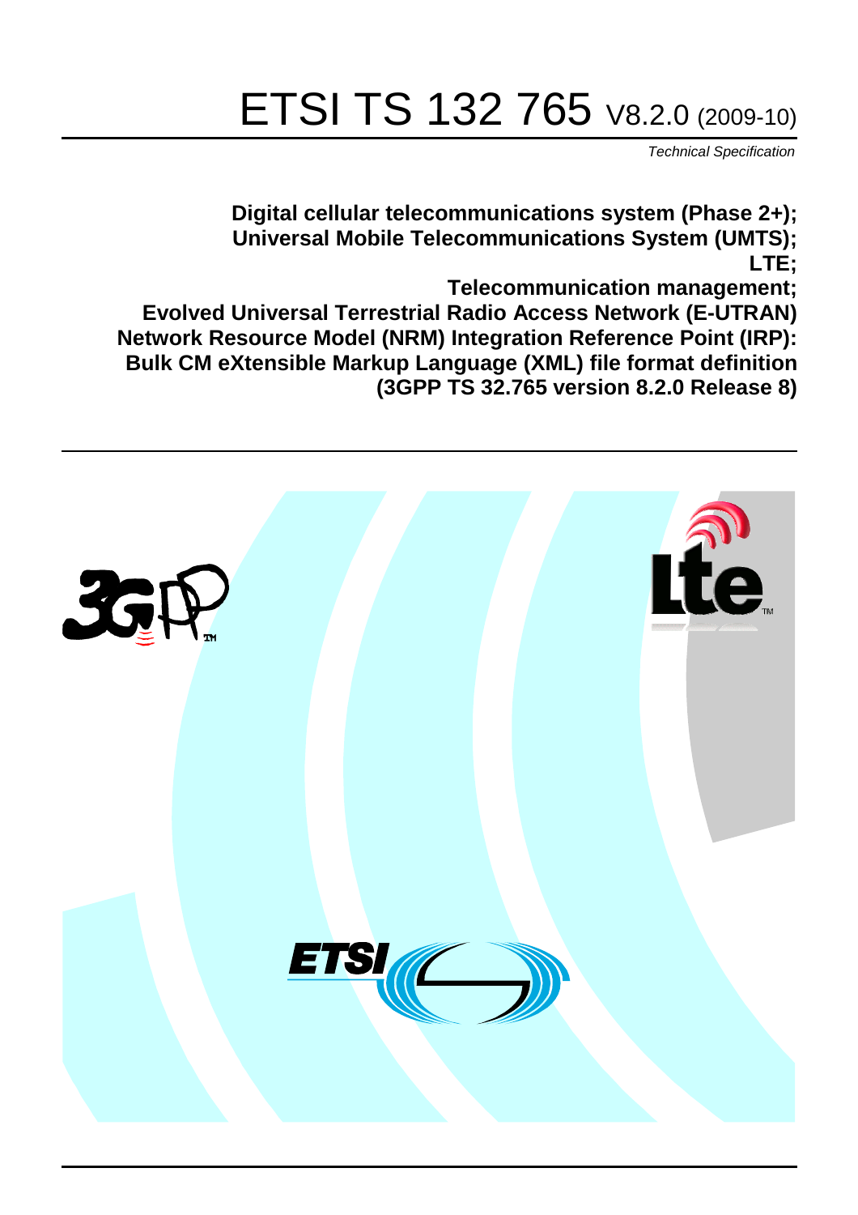# ETSI TS 132 765 V8.2.0 (2009-10)

*Technical Specification*

**Digital cellular telecommunications system (Phase 2+);**
**Universal Mobile Telecommunications System (UMTS);**
**LTE;**
**Telecommunication management;**
**Evolved Universal Terrestrial Radio Access Network (E-UTRAN)**
**Network Resource Model (NRM) Integration Reference Point (IRP):**
**Bulk CM eXtensible Markup Language (XML) file format definition**
**(3GPP TS 32.765 version 8.2.0 Release 8)**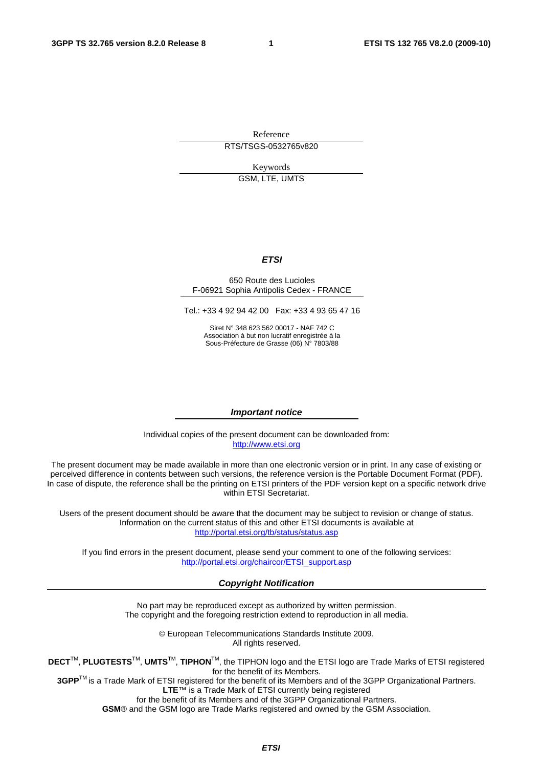Reference

RTS/TSGS-0532765v820

Keywords

GSM, LTE, UMTS

***ETSI***

650 Route des Lucioles
F-06921 Sophia Antipolis Cedex - FRANCE

Tel.: +33 4 92 94 42 00   Fax: +33 4 93 65 47 16

Siret N° 348 623 562 00017 - NAF 742 C
Association à but non lucratif enregistrée à la
Sous-Préfecture de Grasse (06) N° 7803/88

***Important notice***

Individual copies of the present document can be downloaded from:
http://www.etsi.org

The present document may be made available in more than one electronic version or in print. In any case of existing or perceived difference in contents between such versions, the reference version is the Portable Document Format (PDF). In case of dispute, the reference shall be the printing on ETSI printers of the PDF version kept on a specific network drive within ETSI Secretariat.

Users of the present document should be aware that the document may be subject to revision or change of status. Information on the current status of this and other ETSI documents is available at
http://portal.etsi.org/tb/status/status.asp

If you find errors in the present document, please send your comment to one of the following services:
http://portal.etsi.org/chaircor/ETSI_support.asp

***Copyright Notification***

No part may be reproduced except as authorized by written permission.
The copyright and the foregoing restriction extend to reproduction in all media.

© European Telecommunications Standards Institute 2009.
All rights reserved.

**DECT**™, **PLUGTESTS**™, **UMTS**™, **TIPHON**™, the TIPHON logo and the ETSI logo are Trade Marks of ETSI registered for the benefit of its Members.
**3GPP**™ is a Trade Mark of ETSI registered for the benefit of its Members and of the 3GPP Organizational Partners.
**LTE**™ is a Trade Mark of ETSI currently being registered
for the benefit of its Members and of the 3GPP Organizational Partners.
**GSM**® and the GSM logo are Trade Marks registered and owned by the GSM Association.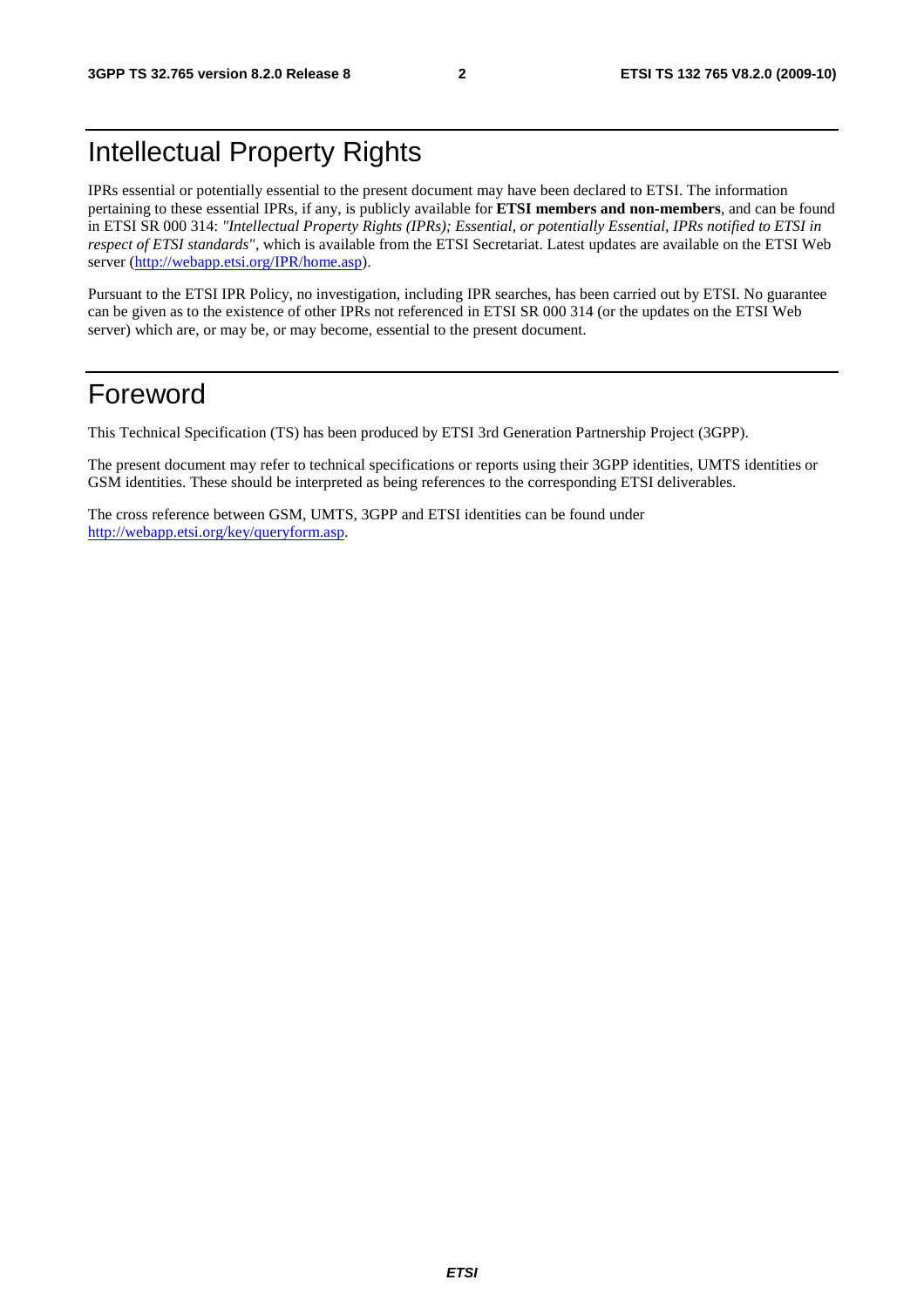# Intellectual Property Rights

IPRs essential or potentially essential to the present document may have been declared to ETSI. The information pertaining to these essential IPRs, if any, is publicly available for **ETSI members and non-members**, and can be found in ETSI SR 000 314: *"Intellectual Property Rights (IPRs); Essential, or potentially Essential, IPRs notified to ETSI in respect of ETSI standards"*, which is available from the ETSI Secretariat. Latest updates are available on the ETSI Web server (http://webapp.etsi.org/IPR/home.asp).

Pursuant to the ETSI IPR Policy, no investigation, including IPR searches, has been carried out by ETSI. No guarantee can be given as to the existence of other IPRs not referenced in ETSI SR 000 314 (or the updates on the ETSI Web server) which are, or may be, or may become, essential to the present document.

# Foreword

This Technical Specification (TS) has been produced by ETSI 3rd Generation Partnership Project (3GPP).

The present document may refer to technical specifications or reports using their 3GPP identities, UMTS identities or GSM identities. These should be interpreted as being references to the corresponding ETSI deliverables.

The cross reference between GSM, UMTS, 3GPP and ETSI identities can be found under http://webapp.etsi.org/key/queryform.asp.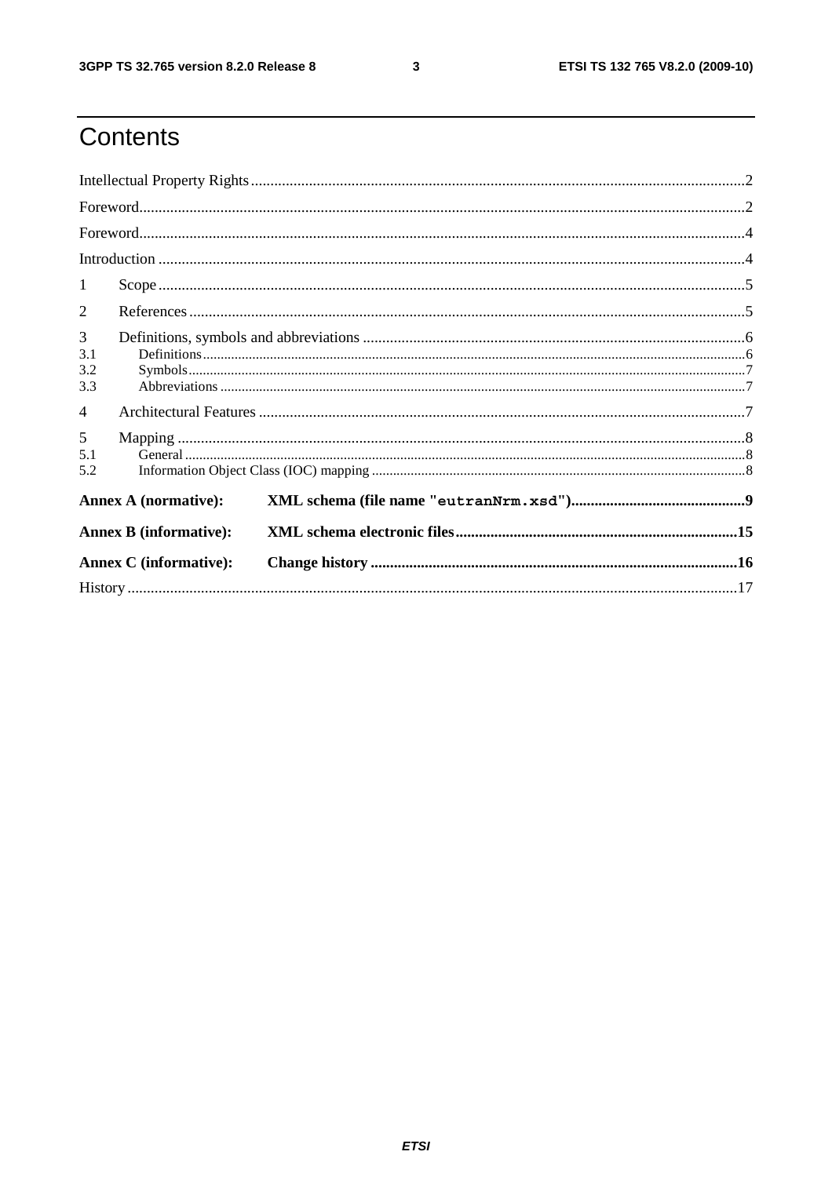# Contents

Intellectual Property Rights ... 2

Foreword ... 2

Foreword ... 4

Introduction ... 4

1 Scope ... 5

2 References ... 5

3 Definitions, symbols and abbreviations ... 6

3.1 Definitions ... 6

3.2 Symbols ... 7

3.3 Abbreviations ... 7

4 Architectural Features ... 7

5 Mapping ... 8

5.1 General ... 8

5.2 Information Object Class (IOC) mapping ... 8

**Annex A (normative): XML schema (file name "eutranNrm.xsd") ... 9**

**Annex B (informative): XML schema electronic files ... 15**

**Annex C (informative): Change history ... 16**

History ... 17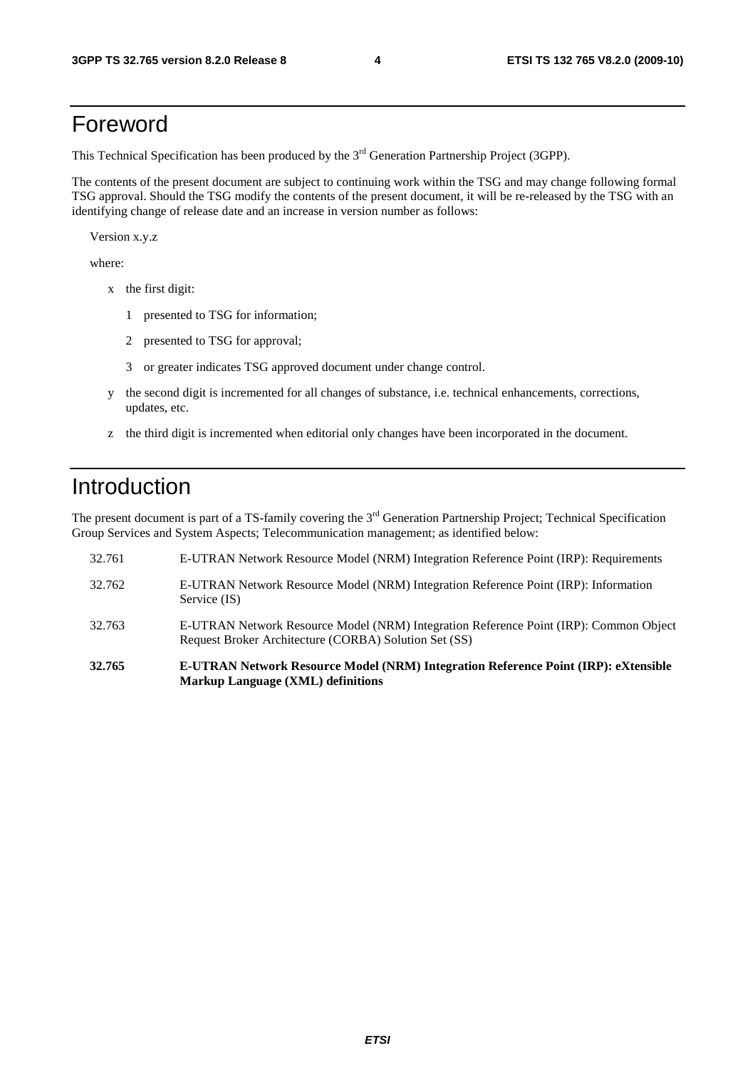# Foreword

This Technical Specification has been produced by the 3rd Generation Partnership Project (3GPP).

The contents of the present document are subject to continuing work within the TSG and may change following formal TSG approval. Should the TSG modify the contents of the present document, it will be re-released by the TSG with an identifying change of release date and an increase in version number as follows:

Version x.y.z

where:

- x the first digit:
  - 1 presented to TSG for information;
  - 2 presented to TSG for approval;
  - 3 or greater indicates TSG approved document under change control.
- y the second digit is incremented for all changes of substance, i.e. technical enhancements, corrections, updates, etc.
- z the third digit is incremented when editorial only changes have been incorporated in the document.

# Introduction

The present document is part of a TS-family covering the 3rd Generation Partnership Project; Technical Specification Group Services and System Aspects; Telecommunication management; as identified below:

| | |
|---|---|
| 32.761 | E-UTRAN Network Resource Model (NRM) Integration Reference Point (IRP): Requirements |
| 32.762 | E-UTRAN Network Resource Model (NRM) Integration Reference Point (IRP): Information Service (IS) |
| 32.763 | E-UTRAN Network Resource Model (NRM) Integration Reference Point (IRP): Common Object Request Broker Architecture (CORBA) Solution Set (SS) |
| **32.765** | **E-UTRAN Network Resource Model (NRM) Integration Reference Point (IRP): eXtensible Markup Language (XML) definitions** |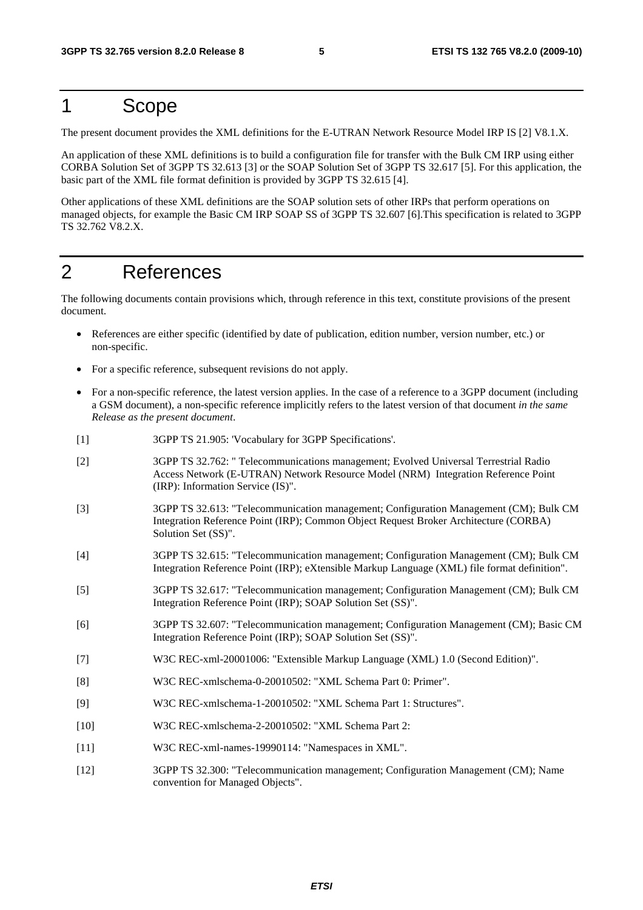# 1 Scope

The present document provides the XML definitions for the E-UTRAN Network Resource Model IRP IS [2] V8.1.X.

An application of these XML definitions is to build a configuration file for transfer with the Bulk CM IRP using either CORBA Solution Set of 3GPP TS 32.613 [3] or the SOAP Solution Set of 3GPP TS 32.617 [5]. For this application, the basic part of the XML file format definition is provided by 3GPP TS 32.615 [4].

Other applications of these XML definitions are the SOAP solution sets of other IRPs that perform operations on managed objects, for example the Basic CM IRP SOAP SS of 3GPP TS 32.607 [6].This specification is related to 3GPP TS 32.762 V8.2.X.

# 2 References

The following documents contain provisions which, through reference in this text, constitute provisions of the present document.

- References are either specific (identified by date of publication, edition number, version number, etc.) or non-specific.
- For a specific reference, subsequent revisions do not apply.
- For a non-specific reference, the latest version applies. In the case of a reference to a 3GPP document (including a GSM document), a non-specific reference implicitly refers to the latest version of that document *in the same Release as the present document*.

[1] 3GPP TS 21.905: 'Vocabulary for 3GPP Specifications'.

[2] 3GPP TS 32.762: " Telecommunications management; Evolved Universal Terrestrial Radio Access Network (E-UTRAN) Network Resource Model (NRM) Integration Reference Point (IRP): Information Service (IS)".

[3] 3GPP TS 32.613: "Telecommunication management; Configuration Management (CM); Bulk CM Integration Reference Point (IRP); Common Object Request Broker Architecture (CORBA) Solution Set (SS)".

[4] 3GPP TS 32.615: "Telecommunication management; Configuration Management (CM); Bulk CM Integration Reference Point (IRP); eXtensible Markup Language (XML) file format definition".

[5] 3GPP TS 32.617: "Telecommunication management; Configuration Management (CM); Bulk CM Integration Reference Point (IRP); SOAP Solution Set (SS)".

[6] 3GPP TS 32.607: "Telecommunication management; Configuration Management (CM); Basic CM Integration Reference Point (IRP); SOAP Solution Set (SS)".

[7] W3C REC-xml-20001006: "Extensible Markup Language (XML) 1.0 (Second Edition)".

[8] W3C REC-xmlschema-0-20010502: "XML Schema Part 0: Primer".

[9] W3C REC-xmlschema-1-20010502: "XML Schema Part 1: Structures".

[10] W3C REC-xmlschema-2-20010502: "XML Schema Part 2:

[11] W3C REC-xml-names-19990114: "Namespaces in XML".

[12] 3GPP TS 32.300: "Telecommunication management; Configuration Management (CM); Name convention for Managed Objects".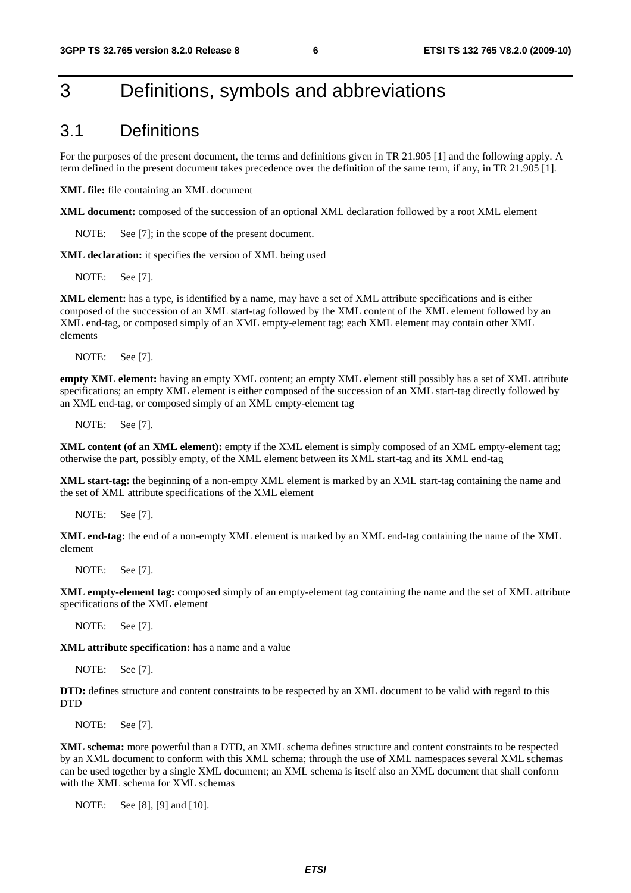# 3 Definitions, symbols and abbreviations

## 3.1 Definitions

For the purposes of the present document, the terms and definitions given in TR 21.905 [1] and the following apply. A term defined in the present document takes precedence over the definition of the same term, if any, in TR 21.905 [1].

**XML file:** file containing an XML document

**XML document:** composed of the succession of an optional XML declaration followed by a root XML element

NOTE: See [7]; in the scope of the present document.

**XML declaration:** it specifies the version of XML being used

NOTE: See [7].

**XML element:** has a type, is identified by a name, may have a set of XML attribute specifications and is either composed of the succession of an XML start-tag followed by the XML content of the XML element followed by an XML end-tag, or composed simply of an XML empty-element tag; each XML element may contain other XML elements

NOTE: See [7].

**empty XML element:** having an empty XML content; an empty XML element still possibly has a set of XML attribute specifications; an empty XML element is either composed of the succession of an XML start-tag directly followed by an XML end-tag, or composed simply of an XML empty-element tag

NOTE: See [7].

**XML content (of an XML element):** empty if the XML element is simply composed of an XML empty-element tag; otherwise the part, possibly empty, of the XML element between its XML start-tag and its XML end-tag

**XML start-tag:** the beginning of a non-empty XML element is marked by an XML start-tag containing the name and the set of XML attribute specifications of the XML element

NOTE: See [7].

**XML end-tag:** the end of a non-empty XML element is marked by an XML end-tag containing the name of the XML element

NOTE: See [7].

**XML empty-element tag:** composed simply of an empty-element tag containing the name and the set of XML attribute specifications of the XML element

NOTE: See [7].

**XML attribute specification:** has a name and a value

NOTE: See [7].

**DTD:** defines structure and content constraints to be respected by an XML document to be valid with regard to this DTD

NOTE: See [7].

**XML schema:** more powerful than a DTD, an XML schema defines structure and content constraints to be respected by an XML document to conform with this XML schema; through the use of XML namespaces several XML schemas can be used together by a single XML document; an XML schema is itself also an XML document that shall conform with the XML schema for XML schemas

NOTE: See [8], [9] and [10].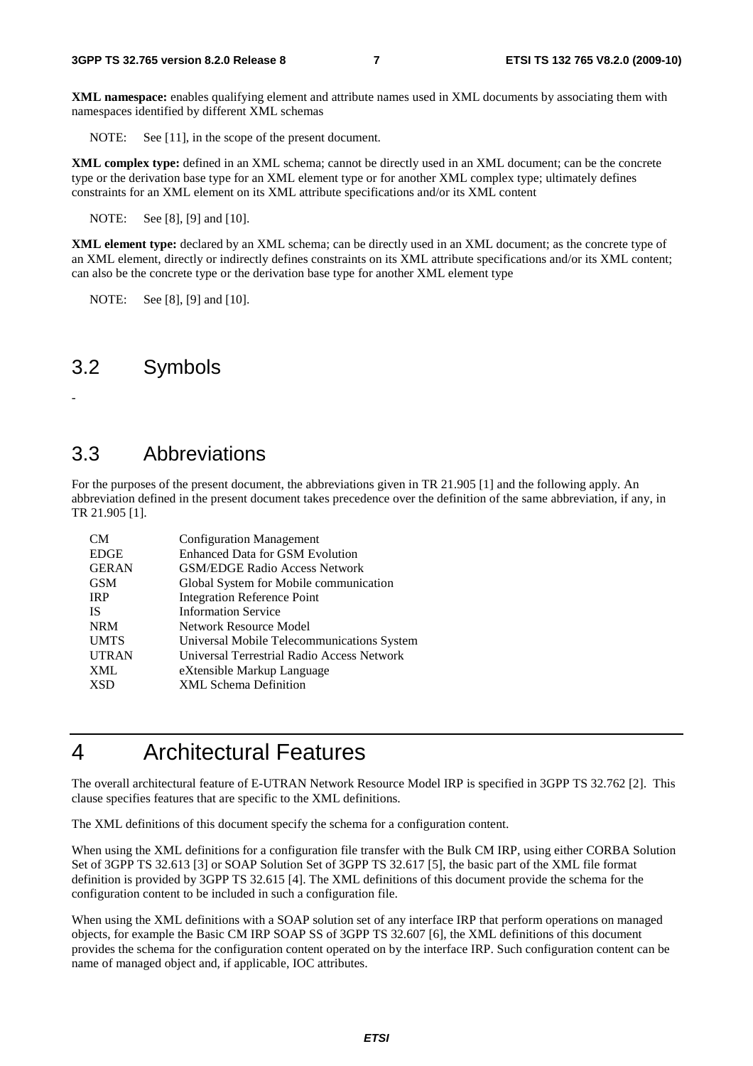**XML namespace:** enables qualifying element and attribute names used in XML documents by associating them with namespaces identified by different XML schemas

NOTE: See [11], in the scope of the present document.

**XML complex type:** defined in an XML schema; cannot be directly used in an XML document; can be the concrete type or the derivation base type for an XML element type or for another XML complex type; ultimately defines constraints for an XML element on its XML attribute specifications and/or its XML content

NOTE: See [8], [9] and [10].

**XML element type:** declared by an XML schema; can be directly used in an XML document; as the concrete type of an XML element, directly or indirectly defines constraints on its XML attribute specifications and/or its XML content; can also be the concrete type or the derivation base type for another XML element type

NOTE: See [8], [9] and [10].

## 3.2 Symbols

-

## 3.3 Abbreviations

For the purposes of the present document, the abbreviations given in TR 21.905 [1] and the following apply. An abbreviation defined in the present document takes precedence over the definition of the same abbreviation, if any, in TR 21.905 [1].

| | |
|---|---|
| CM | Configuration Management |
| EDGE | Enhanced Data for GSM Evolution |
| GERAN | GSM/EDGE Radio Access Network |
| GSM | Global System for Mobile communication |
| IRP | Integration Reference Point |
| IS | Information Service |
| NRM | Network Resource Model |
| UMTS | Universal Mobile Telecommunications System |
| UTRAN | Universal Terrestrial Radio Access Network |
| XML | eXtensible Markup Language |
| XSD | XML Schema Definition |

# 4 Architectural Features

The overall architectural feature of E-UTRAN Network Resource Model IRP is specified in 3GPP TS 32.762 [2]. This clause specifies features that are specific to the XML definitions.

The XML definitions of this document specify the schema for a configuration content.

When using the XML definitions for a configuration file transfer with the Bulk CM IRP, using either CORBA Solution Set of 3GPP TS 32.613 [3] or SOAP Solution Set of 3GPP TS 32.617 [5], the basic part of the XML file format definition is provided by 3GPP TS 32.615 [4]. The XML definitions of this document provide the schema for the configuration content to be included in such a configuration file.

When using the XML definitions with a SOAP solution set of any interface IRP that perform operations on managed objects, for example the Basic CM IRP SOAP SS of 3GPP TS 32.607 [6], the XML definitions of this document provides the schema for the configuration content operated on by the interface IRP. Such configuration content can be name of managed object and, if applicable, IOC attributes.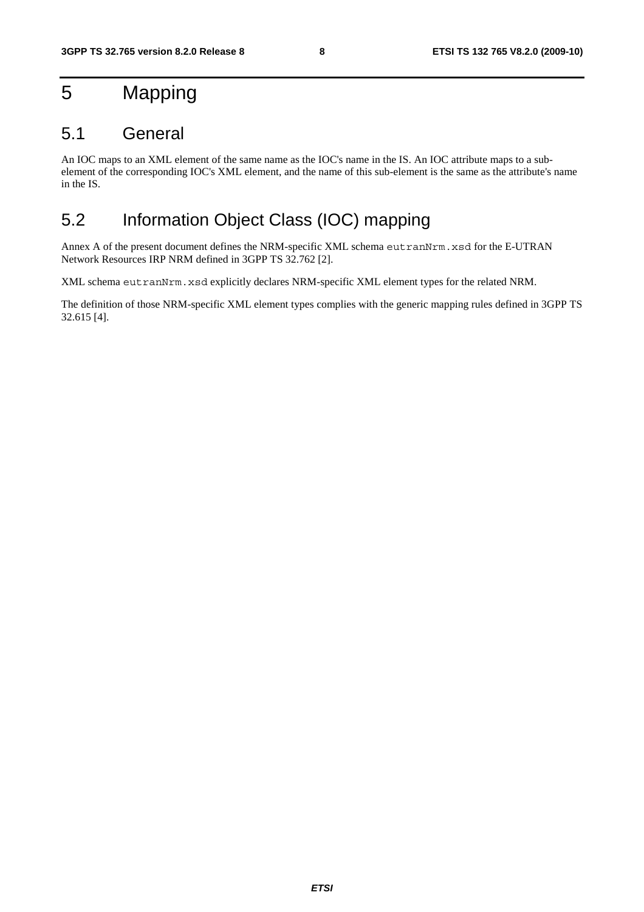# 5 Mapping

## 5.1 General

An IOC maps to an XML element of the same name as the IOC's name in the IS. An IOC attribute maps to a sub-element of the corresponding IOC's XML element, and the name of this sub-element is the same as the attribute's name in the IS.

## 5.2 Information Object Class (IOC) mapping

Annex A of the present document defines the NRM-specific XML schema `eutranNrm.xsd` for the E-UTRAN Network Resources IRP NRM defined in 3GPP TS 32.762 [2].

XML schema `eutranNrm.xsd` explicitly declares NRM-specific XML element types for the related NRM.

The definition of those NRM-specific XML element types complies with the generic mapping rules defined in 3GPP TS 32.615 [4].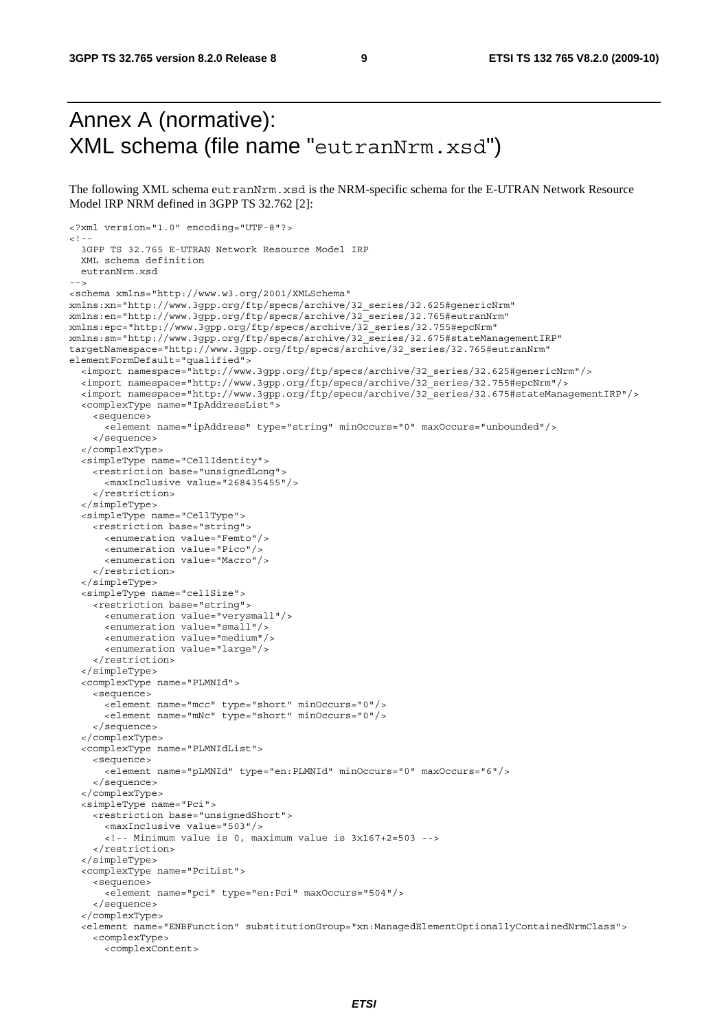# Annex A (normative): XML schema (file name "eutranNrm.xsd")

The following XML schema eutranNrm.xsd is the NRM-specific schema for the E-UTRAN Network Resource Model IRP NRM defined in 3GPP TS 32.762 [2]:

```
<?xml version="1.0" encoding="UTF-8"?>
<!--
  3GPP TS 32.765 E-UTRAN Network Resource Model IRP
  XML schema definition
  eutranNrm.xsd
-->
<schema xmlns="http://www.w3.org/2001/XMLSchema"
xmlns:xn="http://www.3gpp.org/ftp/specs/archive/32_series/32.625#genericNrm"
xmlns:en="http://www.3gpp.org/ftp/specs/archive/32_series/32.765#eutranNrm"
xmlns:epc="http://www.3gpp.org/ftp/specs/archive/32_series/32.755#epcNrm"
xmlns:sm="http://www.3gpp.org/ftp/specs/archive/32_series/32.675#stateManagementIRP"
targetNamespace="http://www.3gpp.org/ftp/specs/archive/32_series/32.765#eutranNrm"
elementFormDefault="qualified">
  <import namespace="http://www.3gpp.org/ftp/specs/archive/32_series/32.625#genericNrm"/>
  <import namespace="http://www.3gpp.org/ftp/specs/archive/32_series/32.755#epcNrm"/>
  <import namespace="http://www.3gpp.org/ftp/specs/archive/32_series/32.675#stateManagementIRP"/>
  <complexType name="IpAddressList">
    <sequence>
      <element name="ipAddress" type="string" minOccurs="0" maxOccurs="unbounded"/>
    </sequence>
  </complexType>
  <simpleType name="CellIdentity">
    <restriction base="unsignedLong">
      <maxInclusive value="268435455"/>
    </restriction>
  </simpleType>
  <simpleType name="CellType">
    <restriction base="string">
      <enumeration value="Femto"/>
      <enumeration value="Pico"/>
      <enumeration value="Macro"/>
    </restriction>
  </simpleType>
  <simpleType name="cellSize">
    <restriction base="string">
      <enumeration value="verysmall"/>
      <enumeration value="small"/>
      <enumeration value="medium"/>
      <enumeration value="large"/>
    </restriction>
  </simpleType>
  <complexType name="PLMNId">
    <sequence>
      <element name="mcc" type="short" minOccurs="0"/>
      <element name="mNc" type="short" minOccurs="0"/>
    </sequence>
  </complexType>
  <complexType name="PLMNIdList">
    <sequence>
      <element name="pLMNId" type="en:PLMNId" minOccurs="0" maxOccurs="6"/>
    </sequence>
  </complexType>
  <simpleType name="Pci">
    <restriction base="unsignedShort">
      <maxInclusive value="503"/>
      <!-- Minimum value is 0, maximum value is 3x167+2=503 -->
    </restriction>
  </simpleType>
  <complexType name="PciList">
    <sequence>
      <element name="pci" type="en:Pci" maxOccurs="504"/>
    </sequence>
  </complexType>
  <element name="ENBFunction" substitutionGroup="xn:ManagedElementOptionallyContainedNrmClass">
    <complexType>
      <complexContent>
```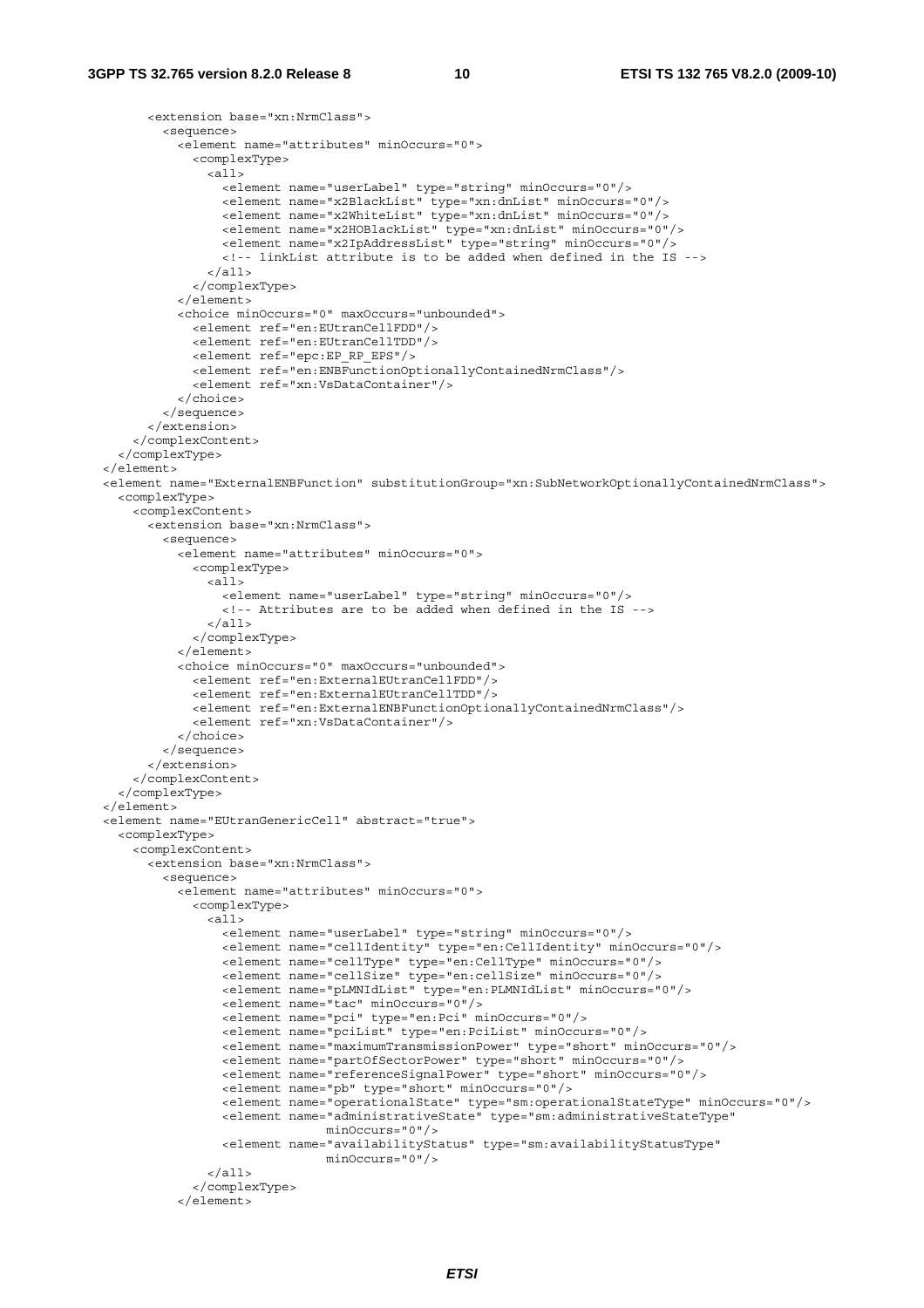```
        <extension base="xn:NrmClass">
          <sequence>
            <element name="attributes" minOccurs="0">
              <complexType>
                <all>
                  <element name="userLabel" type="string" minOccurs="0"/>
                  <element name="x2BlackList" type="xn:dnList" minOccurs="0"/>
                  <element name="x2WhiteList" type="xn:dnList" minOccurs="0"/>
                  <element name="x2HOBlackList" type="xn:dnList" minOccurs="0"/>
                  <element name="x2IpAddressList" type="string" minOccurs="0"/>
                  <!-- linkList attribute is to be added when defined in the IS -->
                </all>
              </complexType>
            </element>
            <choice minOccurs="0" maxOccurs="unbounded">
              <element ref="en:EUtranCellFDD"/>
              <element ref="en:EUtranCellTDD"/>
              <element ref="epc:EP_RP_EPS"/>
              <element ref="en:ENBFunctionOptionallyContainedNrmClass"/>
              <element ref="xn:VsDataContainer"/>
            </choice>
          </sequence>
        </extension>
      </complexContent>
    </complexType>
  </element>
  <element name="ExternalENBFunction" substitutionGroup="xn:SubNetworkOptionallyContainedNrmClass">
    <complexType>
      <complexContent>
        <extension base="xn:NrmClass">
          <sequence>
            <element name="attributes" minOccurs="0">
              <complexType>
                <all>
                  <element name="userLabel" type="string" minOccurs="0"/>
                  <!-- Attributes are to be added when defined in the IS -->
                </all>
              </complexType>
            </element>
            <choice minOccurs="0" maxOccurs="unbounded">
              <element ref="en:ExternalEUtranCellFDD"/>
              <element ref="en:ExternalEUtranCellTDD"/>
              <element ref="en:ExternalENBFunctionOptionallyContainedNrmClass"/>
              <element ref="xn:VsDataContainer"/>
            </choice>
          </sequence>
        </extension>
      </complexContent>
    </complexType>
  </element>
  <element name="EUtranGenericCell" abstract="true">
    <complexType>
      <complexContent>
        <extension base="xn:NrmClass">
          <sequence>
            <element name="attributes" minOccurs="0">
              <complexType>
                <all>
                  <element name="userLabel" type="string" minOccurs="0"/>
                  <element name="cellIdentity" type="en:CellIdentity" minOccurs="0"/>
                  <element name="cellType" type="en:CellType" minOccurs="0"/>
                  <element name="cellSize" type="en:cellSize" minOccurs="0"/>
                  <element name="pLMNIdList" type="en:PLMNIdList" minOccurs="0"/>
                  <element name="tac" minOccurs="0"/>
                  <element name="pci" type="en:Pci" minOccurs="0"/>
                  <element name="pciList" type="en:PciList" minOccurs="0"/>
                  <element name="maximumTransmissionPower" type="short" minOccurs="0"/>
                  <element name="partOfSectorPower" type="short" minOccurs="0"/>
                  <element name="referenceSignalPower" type="short" minOccurs="0"/>
                  <element name="pb" type="short" minOccurs="0"/>
                  <element name="operationalState" type="sm:operationalStateType" minOccurs="0"/>
                  <element name="administrativeState" type="sm:administrativeStateType"
                           minOccurs="0"/>
                  <element name="availabilityStatus" type="sm:availabilityStatusType"
                           minOccurs="0"/>
                </all>
              </complexType>
            </element>
```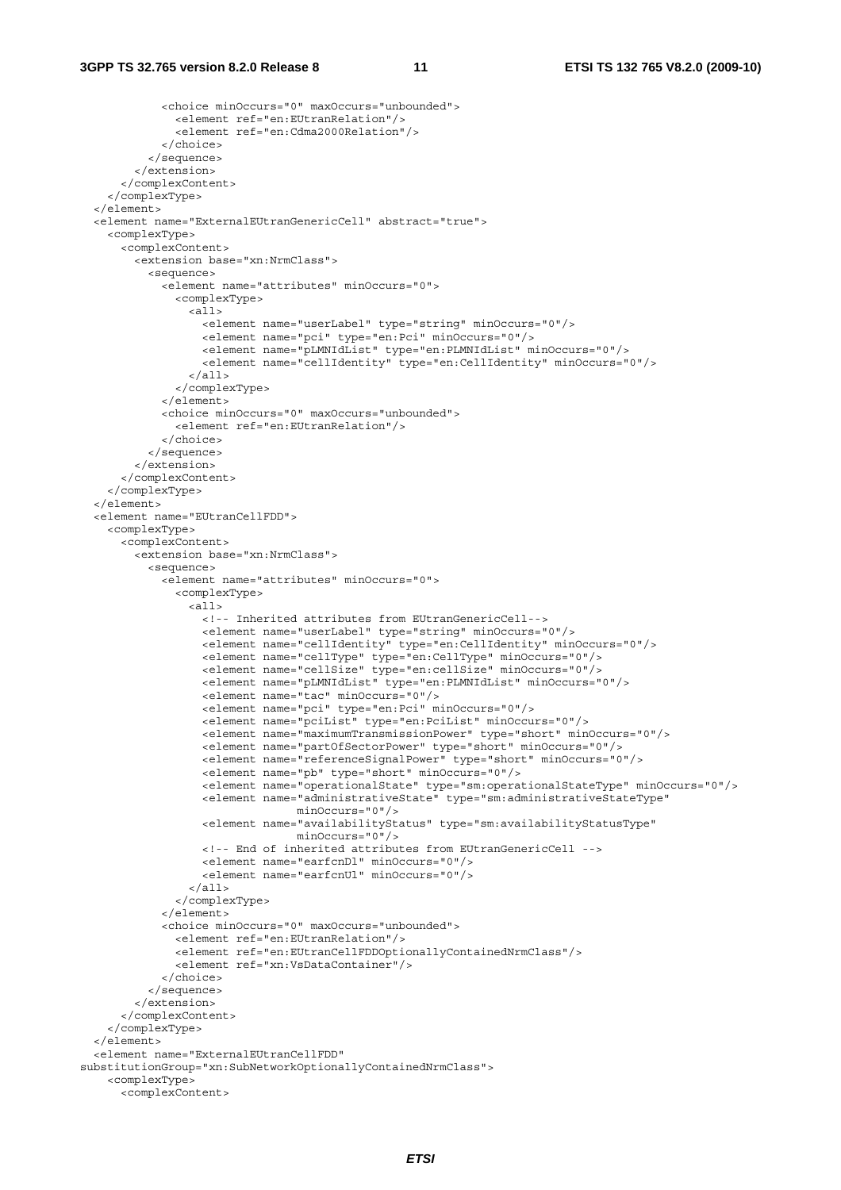```
            <choice minOccurs="0" maxOccurs="unbounded">
              <element ref="en:EUtranRelation"/>
              <element ref="en:Cdma2000Relation"/>
            </choice>
          </sequence>
        </extension>
      </complexContent>
    </complexType>
  </element>
  <element name="ExternalEUtranGenericCell" abstract="true">
    <complexType>
      <complexContent>
        <extension base="xn:NrmClass">
          <sequence>
            <element name="attributes" minOccurs="0">
              <complexType>
                <all>
                  <element name="userLabel" type="string" minOccurs="0"/>
                  <element name="pci" type="en:Pci" minOccurs="0"/>
                  <element name="pLMNIdList" type="en:PLMNIdList" minOccurs="0"/>
                  <element name="cellIdentity" type="en:CellIdentity" minOccurs="0"/>
                </all>
              </complexType>
            </element>
            <choice minOccurs="0" maxOccurs="unbounded">
              <element ref="en:EUtranRelation"/>
            </choice>
          </sequence>
        </extension>
      </complexContent>
    </complexType>
  </element>
  <element name="EUtranCellFDD">
    <complexType>
      <complexContent>
        <extension base="xn:NrmClass">
          <sequence>
            <element name="attributes" minOccurs="0">
              <complexType>
                <all>
                  <!-- Inherited attributes from EUtranGenericCell-->
                  <element name="userLabel" type="string" minOccurs="0"/>
                  <element name="cellIdentity" type="en:CellIdentity" minOccurs="0"/>
                  <element name="cellType" type="en:CellType" minOccurs="0"/>
                  <element name="cellSize" type="en:cellSize" minOccurs="0"/>
                  <element name="pLMNIdList" type="en:PLMNIdList" minOccurs="0"/>
                  <element name="tac" minOccurs="0"/>
                  <element name="pci" type="en:Pci" minOccurs="0"/>
                  <element name="pciList" type="en:PciList" minOccurs="0"/>
                  <element name="maximumTransmissionPower" type="short" minOccurs="0"/>
                  <element name="partOfSectorPower" type="short" minOccurs="0"/>
                  <element name="referenceSignalPower" type="short" minOccurs="0"/>
                  <element name="pb" type="short" minOccurs="0"/>
                  <element name="operationalState" type="sm:operationalStateType" minOccurs="0"/>
                  <element name="administrativeState" type="sm:administrativeStateType"
                                minOccurs="0"/>
                  <element name="availabilityStatus" type="sm:availabilityStatusType"
                                minOccurs="0"/>
                  <!-- End of inherited attributes from EUtranGenericCell -->
                  <element name="earfcnDl" minOccurs="0"/>
                  <element name="earfcnUl" minOccurs="0"/>
                </all>
              </complexType>
            </element>
            <choice minOccurs="0" maxOccurs="unbounded">
              <element ref="en:EUtranRelation"/>
              <element ref="en:EUtranCellFDDOptionallyContainedNrmClass"/>
              <element ref="xn:VsDataContainer"/>
            </choice>
          </sequence>
        </extension>
      </complexContent>
    </complexType>
  </element>
  <element name="ExternalEUtranCellFDD"
substitutionGroup="xn:SubNetworkOptionallyContainedNrmClass">
    <complexType>
      <complexContent>
```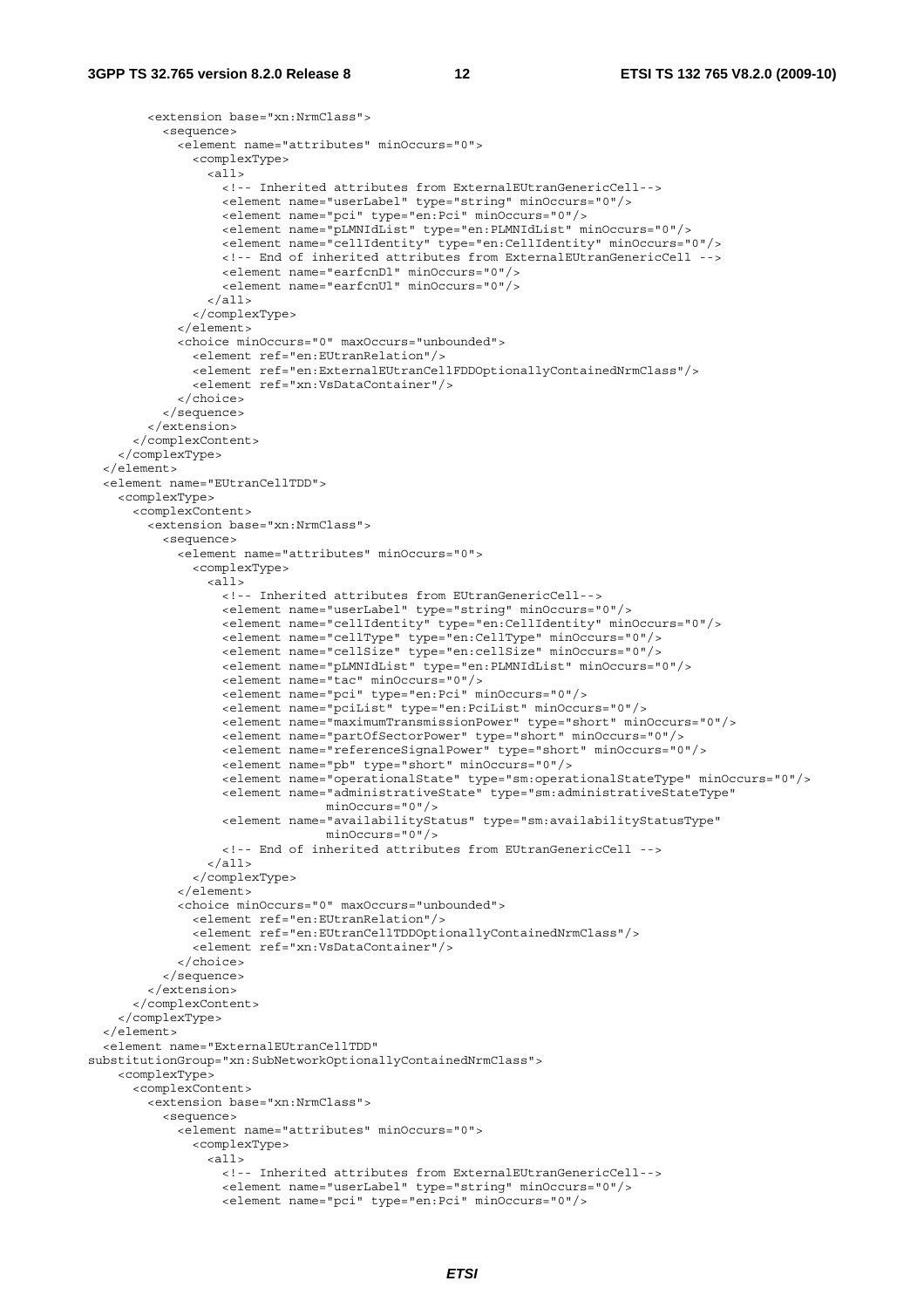```
        <extension base="xn:NrmClass">
          <sequence>
            <element name="attributes" minOccurs="0">
              <complexType>
                <all>
                  <!-- Inherited attributes from ExternalEUtranGenericCell-->
                  <element name="userLabel" type="string" minOccurs="0"/>
                  <element name="pci" type="en:Pci" minOccurs="0"/>
                  <element name="pLMNIdList" type="en:PLMNIdList" minOccurs="0"/>
                  <element name="cellIdentity" type="en:CellIdentity" minOccurs="0"/>
                  <!-- End of inherited attributes from ExternalEUtranGenericCell -->
                  <element name="earfcnDl" minOccurs="0"/>
                  <element name="earfcnUl" minOccurs="0"/>
                </all>
              </complexType>
            </element>
            <choice minOccurs="0" maxOccurs="unbounded">
              <element ref="en:EUtranRelation"/>
              <element ref="en:ExternalEUtranCellFDDOptionallyContainedNrmClass"/>
              <element ref="xn:VsDataContainer"/>
            </choice>
          </sequence>
        </extension>
      </complexContent>
    </complexType>
  </element>
  <element name="EUtranCellTDD">
    <complexType>
      <complexContent>
        <extension base="xn:NrmClass">
          <sequence>
            <element name="attributes" minOccurs="0">
              <complexType>
                <all>
                  <!-- Inherited attributes from EUtranGenericCell-->
                  <element name="userLabel" type="string" minOccurs="0"/>
                  <element name="cellIdentity" type="en:CellIdentity" minOccurs="0"/>
                  <element name="cellType" type="en:CellType" minOccurs="0"/>
                  <element name="cellSize" type="en:cellSize" minOccurs="0"/>
                  <element name="pLMNIdList" type="en:PLMNIdList" minOccurs="0"/>
                  <element name="tac" minOccurs="0"/>
                  <element name="pci" type="en:Pci" minOccurs="0"/>
                  <element name="pciList" type="en:PciList" minOccurs="0"/>
                  <element name="maximumTransmissionPower" type="short" minOccurs="0"/>
                  <element name="partOfSectorPower" type="short" minOccurs="0"/>
                  <element name="referenceSignalPower" type="short" minOccurs="0"/>
                  <element name="pb" type="short" minOccurs="0"/>
                  <element name="operationalState" type="sm:operationalStateType" minOccurs="0"/>
                  <element name="administrativeState" type="sm:administrativeStateType"
                           minOccurs="0"/>
                  <element name="availabilityStatus" type="sm:availabilityStatusType"
                           minOccurs="0"/>
                  <!-- End of inherited attributes from EUtranGenericCell -->
                </all>
              </complexType>
            </element>
            <choice minOccurs="0" maxOccurs="unbounded">
              <element ref="en:EUtranRelation"/>
              <element ref="en:EUtranCellTDDOptionallyContainedNrmClass"/>
              <element ref="xn:VsDataContainer"/>
            </choice>
          </sequence>
        </extension>
      </complexContent>
    </complexType>
  </element>
  <element name="ExternalEUtranCellTDD"
substitutionGroup="xn:SubNetworkOptionallyContainedNrmClass">
    <complexType>
      <complexContent>
        <extension base="xn:NrmClass">
          <sequence>
            <element name="attributes" minOccurs="0">
              <complexType>
                <all>
                  <!-- Inherited attributes from ExternalEUtranGenericCell-->
                  <element name="userLabel" type="string" minOccurs="0"/>
                  <element name="pci" type="en:Pci" minOccurs="0"/>
```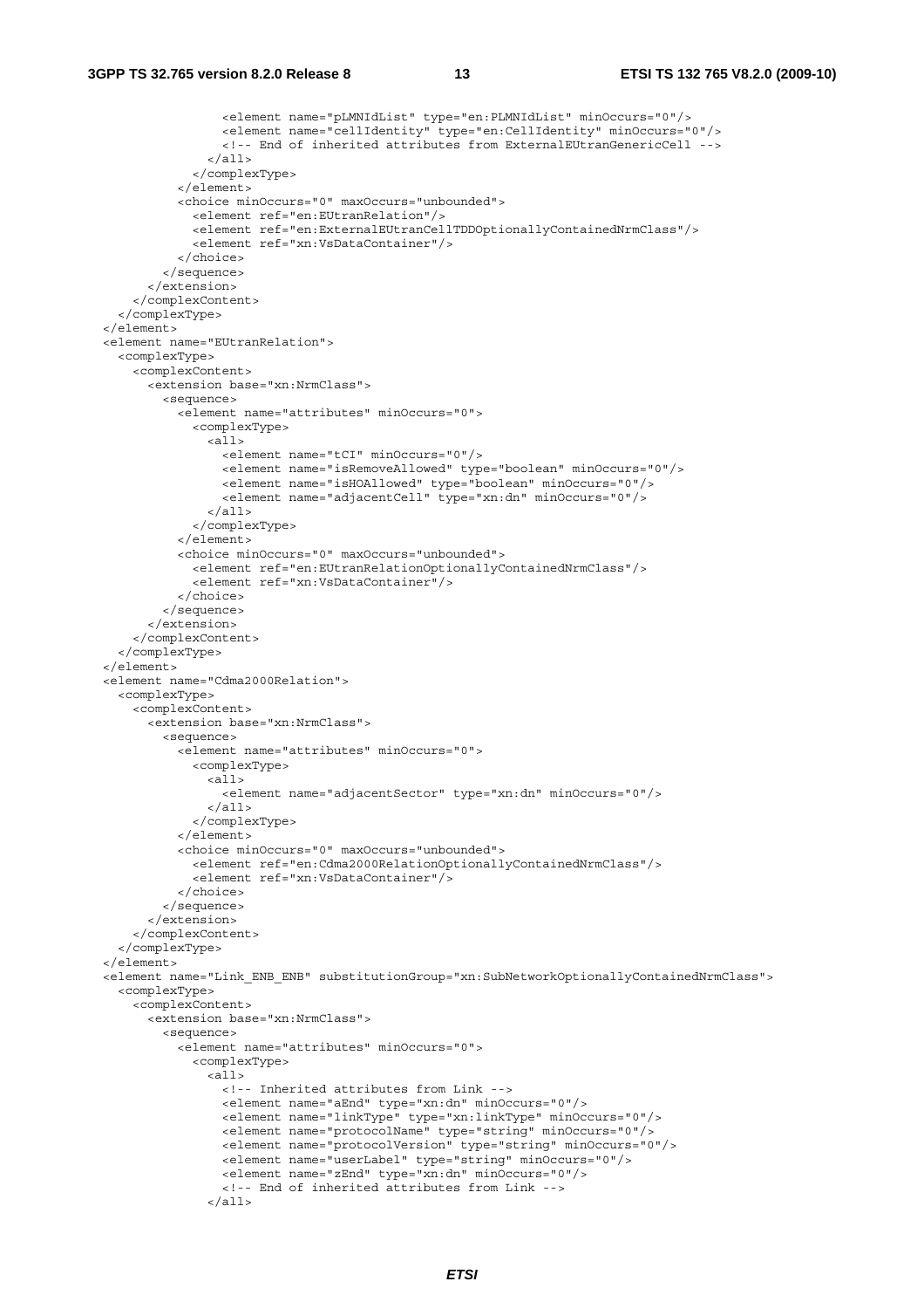```
                <element name="pLMNIdList" type="en:PLMNIdList" minOccurs="0"/>
                <element name="cellIdentity" type="en:CellIdentity" minOccurs="0"/>
                <!-- End of inherited attributes from ExternalEUtranGenericCell -->
              </all>
            </complexType>
          </element>
          <choice minOccurs="0" maxOccurs="unbounded">
            <element ref="en:EUtranRelation"/>
            <element ref="en:ExternalEUtranCellTDDOptionallyContainedNrmClass"/>
            <element ref="xn:VsDataContainer"/>
          </choice>
        </sequence>
      </extension>
    </complexContent>
  </complexType>
</element>
<element name="EUtranRelation">
  <complexType>
    <complexContent>
      <extension base="xn:NrmClass">
        <sequence>
          <element name="attributes" minOccurs="0">
            <complexType>
              <all>
                <element name="tCI" minOccurs="0"/>
                <element name="isRemoveAllowed" type="boolean" minOccurs="0"/>
                <element name="isHOAllowed" type="boolean" minOccurs="0"/>
                <element name="adjacentCell" type="xn:dn" minOccurs="0"/>
              </all>
            </complexType>
          </element>
          <choice minOccurs="0" maxOccurs="unbounded">
            <element ref="en:EUtranRelationOptionallyContainedNrmClass"/>
            <element ref="xn:VsDataContainer"/>
          </choice>
        </sequence>
      </extension>
    </complexContent>
  </complexType>
</element>
<element name="Cdma2000Relation">
  <complexType>
    <complexContent>
      <extension base="xn:NrmClass">
        <sequence>
          <element name="attributes" minOccurs="0">
            <complexType>
              <all>
                <element name="adjacentSector" type="xn:dn" minOccurs="0"/>
              </all>
            </complexType>
          </element>
          <choice minOccurs="0" maxOccurs="unbounded">
            <element ref="en:Cdma2000RelationOptionallyContainedNrmClass"/>
            <element ref="xn:VsDataContainer"/>
          </choice>
        </sequence>
      </extension>
    </complexContent>
  </complexType>
</element>
<element name="Link_ENB_ENB" substitutionGroup="xn:SubNetworkOptionallyContainedNrmClass">
  <complexType>
    <complexContent>
      <extension base="xn:NrmClass">
        <sequence>
          <element name="attributes" minOccurs="0">
            <complexType>
              <all>
                <!-- Inherited attributes from Link -->
                <element name="aEnd" type="xn:dn" minOccurs="0"/>
                <element name="linkType" type="xn:linkType" minOccurs="0"/>
                <element name="protocolName" type="string" minOccurs="0"/>
                <element name="protocolVersion" type="string" minOccurs="0"/>
                <element name="userLabel" type="string" minOccurs="0"/>
                <element name="zEnd" type="xn:dn" minOccurs="0"/>
                <!-- End of inherited attributes from Link -->
              </all>
```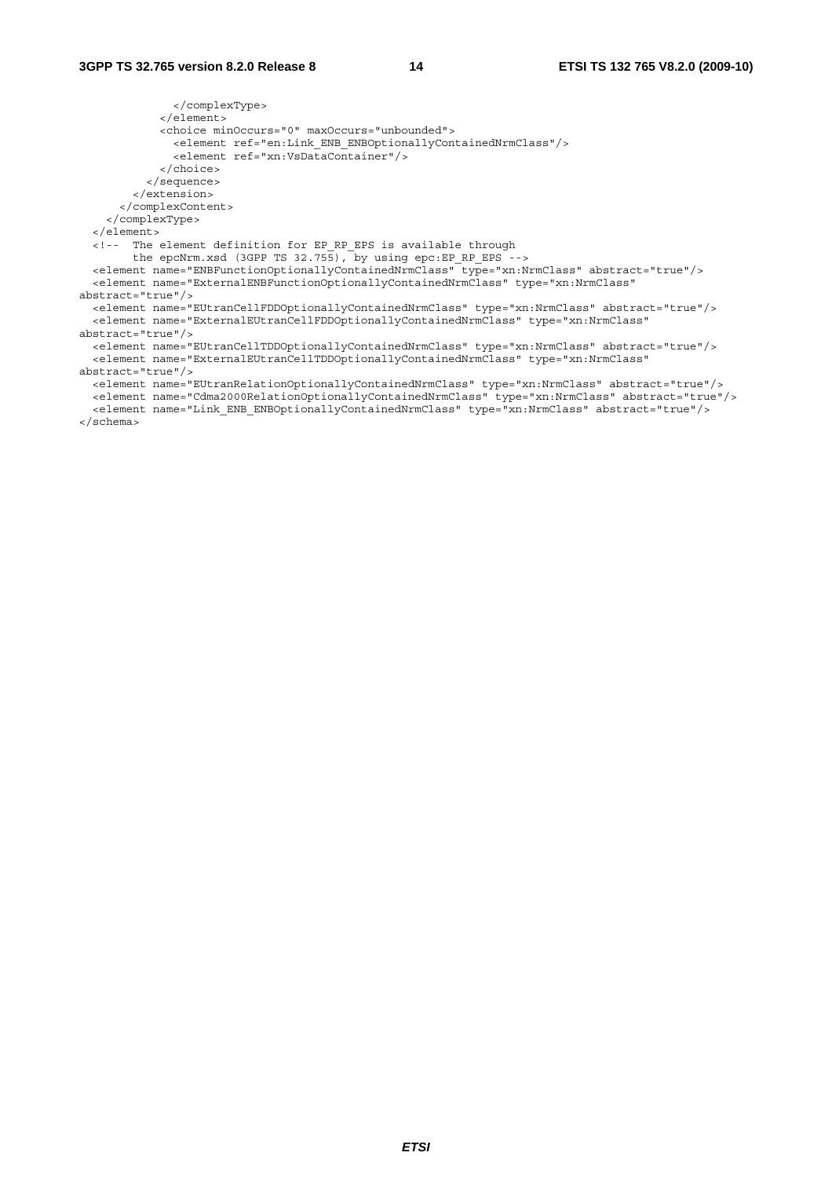```
              </complexType>
            </element>
            <choice minOccurs="0" maxOccurs="unbounded">
              <element ref="en:Link_ENB_ENBOptionallyContainedNrmClass"/>
              <element ref="xn:VsDataContainer"/>
            </choice>
          </sequence>
        </extension>
      </complexContent>
    </complexType>
  </element>
  <!--  The element definition for EP_RP_EPS is available through
        the epcNrm.xsd (3GPP TS 32.755), by using epc:EP_RP_EPS -->
  <element name="ENBFunctionOptionallyContainedNrmClass" type="xn:NrmClass" abstract="true"/>
  <element name="ExternalENBFunctionOptionallyContainedNrmClass" type="xn:NrmClass"
abstract="true"/>
  <element name="EUtranCellFDDOptionallyContainedNrmClass" type="xn:NrmClass" abstract="true"/>
  <element name="ExternalEUtranCellFDDOptionallyContainedNrmClass" type="xn:NrmClass"
abstract="true"/>
  <element name="EUtranCellTDDOptionallyContainedNrmClass" type="xn:NrmClass" abstract="true"/>
  <element name="ExternalEUtranCellTDDOptionallyContainedNrmClass" type="xn:NrmClass"
abstract="true"/>
  <element name="EUtranRelationOptionallyContainedNrmClass" type="xn:NrmClass" abstract="true"/>
  <element name="Cdma2000RelationOptionallyContainedNrmClass" type="xn:NrmClass" abstract="true"/>
  <element name="Link_ENB_ENBOptionallyContainedNrmClass" type="xn:NrmClass" abstract="true"/>
</schema>
```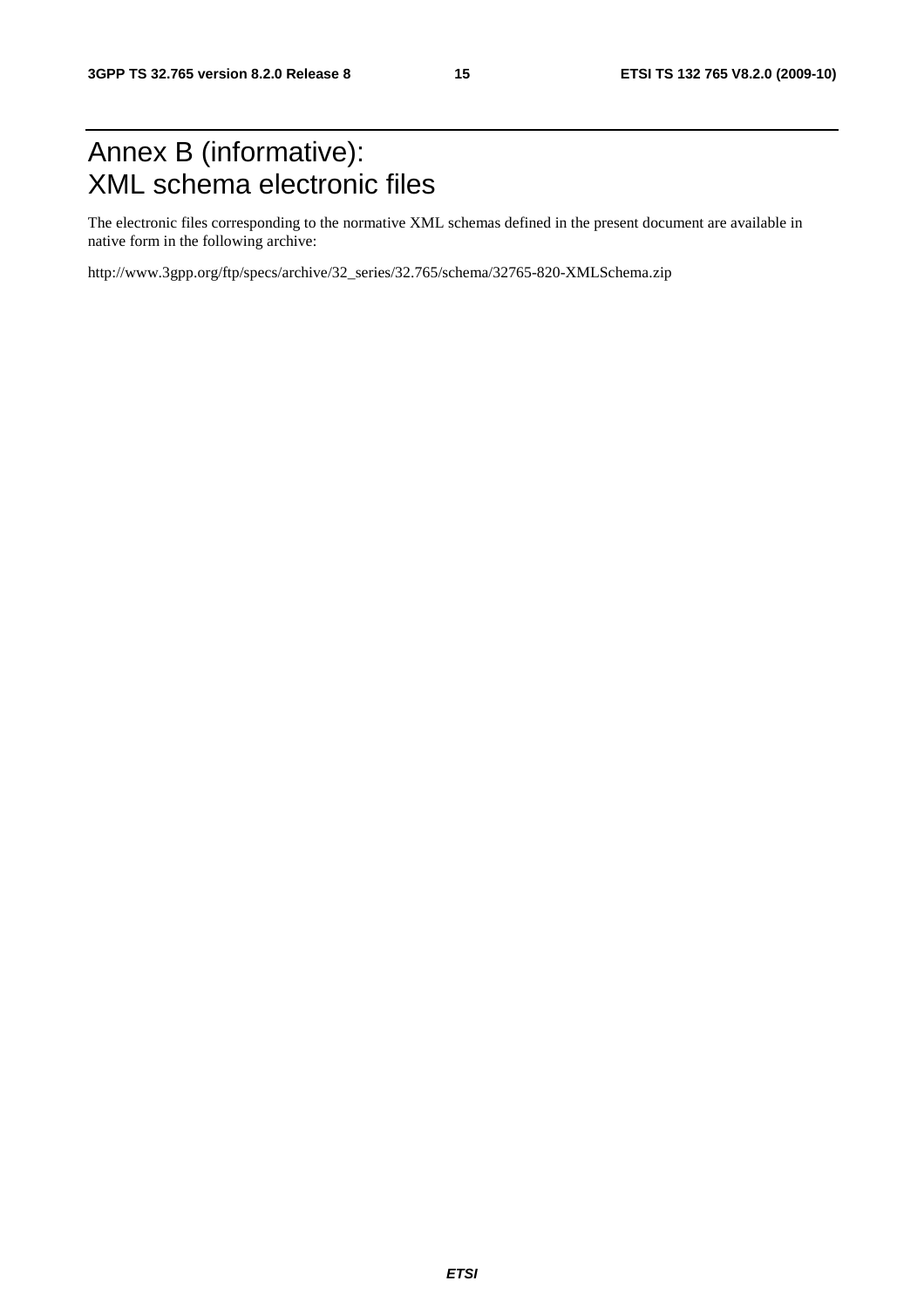# Annex B (informative): XML schema electronic files

The electronic files corresponding to the normative XML schemas defined in the present document are available in native form in the following archive:

http://www.3gpp.org/ftp/specs/archive/32_series/32.765/schema/32765-820-XMLSchema.zip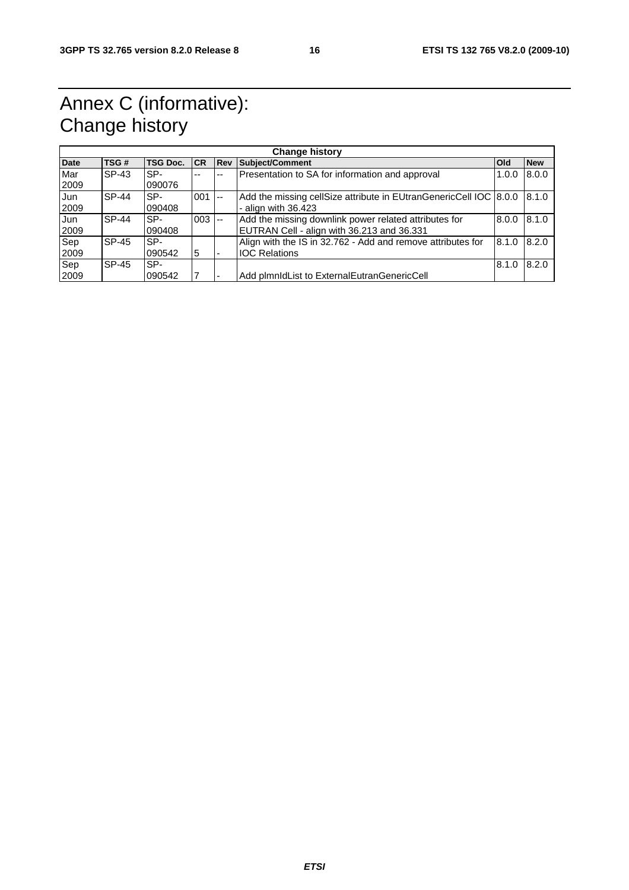# Annex C (informative): Change history

| Change history | | | | | | | |
|---|---|---|---|---|---|---|---|
| **Date** | **TSG #** | **TSG Doc.** | **CR** | **Rev** | **Subject/Comment** | **Old** | **New** |
| Mar 2009 | SP-43 | SP-090076 | -- | -- | Presentation to SA for information and approval | 1.0.0 | 8.0.0 |
| Jun 2009 | SP-44 | SP-090408 | 001 | -- | Add the missing cellSize attribute in EUtranGenericCell IOC - align with 36.423 | 8.0.0 | 8.1.0 |
| Jun 2009 | SP-44 | SP-090408 | 003 | -- | Add the missing downlink power related attributes for EUTRAN Cell - align with 36.213 and 36.331 | 8.0.0 | 8.1.0 |
| Sep 2009 | SP-45 | SP-090542 | 5 | - | Align with the IS in 32.762 - Add and remove attributes for IOC Relations | 8.1.0 | 8.2.0 |
| Sep 2009 | SP-45 | SP-090542 | 7 | - | Add plmnIdList to ExternalEutranGenericCell | 8.1.0 | 8.2.0 |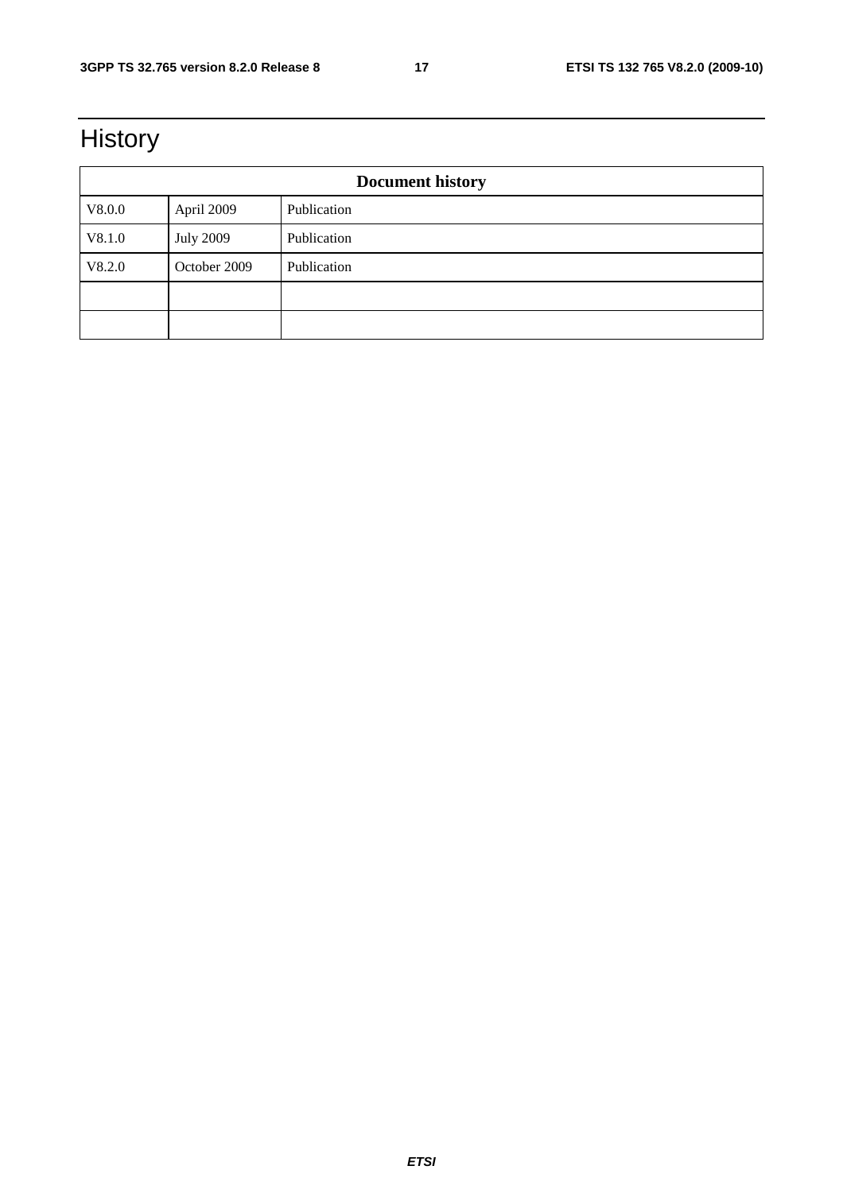# History

| Document history | | |
|---|---|---|
| V8.0.0 | April 2009 | Publication |
| V8.1.0 | July 2009 | Publication |
| V8.2.0 | October 2009 | Publication |
| | | |
| | | |